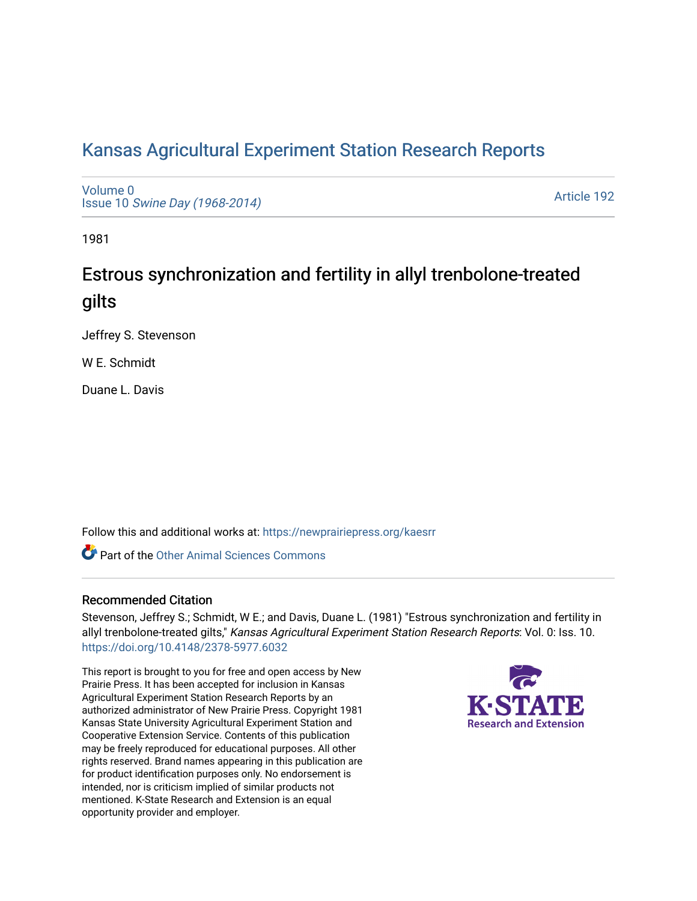# Kansas Agricultural Experiment Station Research Reports

Volume 0
Issue 10 *Swine Day (1968-2014)*

Article 192

1981

## Estrous synchronization and fertility in allyl trenbolone-treated gilts

Jeffrey S. Stevenson

W E. Schmidt

Duane L. Davis

Follow this and additional works at: https://newprairiepress.org/kaesrr

Part of the Other Animal Sciences Commons

### Recommended Citation

Stevenson, Jeffrey S.; Schmidt, W E.; and Davis, Duane L. (1981) "Estrous synchronization and fertility in allyl trenbolone-treated gilts," *Kansas Agricultural Experiment Station Research Reports*: Vol. 0: Iss. 10. https://doi.org/10.4148/2378-5977.6032

This report is brought to you for free and open access by New Prairie Press. It has been accepted for inclusion in Kansas Agricultural Experiment Station Research Reports by an authorized administrator of New Prairie Press. Copyright 1981 Kansas State University Agricultural Experiment Station and Cooperative Extension Service. Contents of this publication may be freely reproduced for educational purposes. All other rights reserved. Brand names appearing in this publication are for product identification purposes only. No endorsement is intended, nor is criticism implied of similar products not mentioned. K-State Research and Extension is an equal opportunity provider and employer.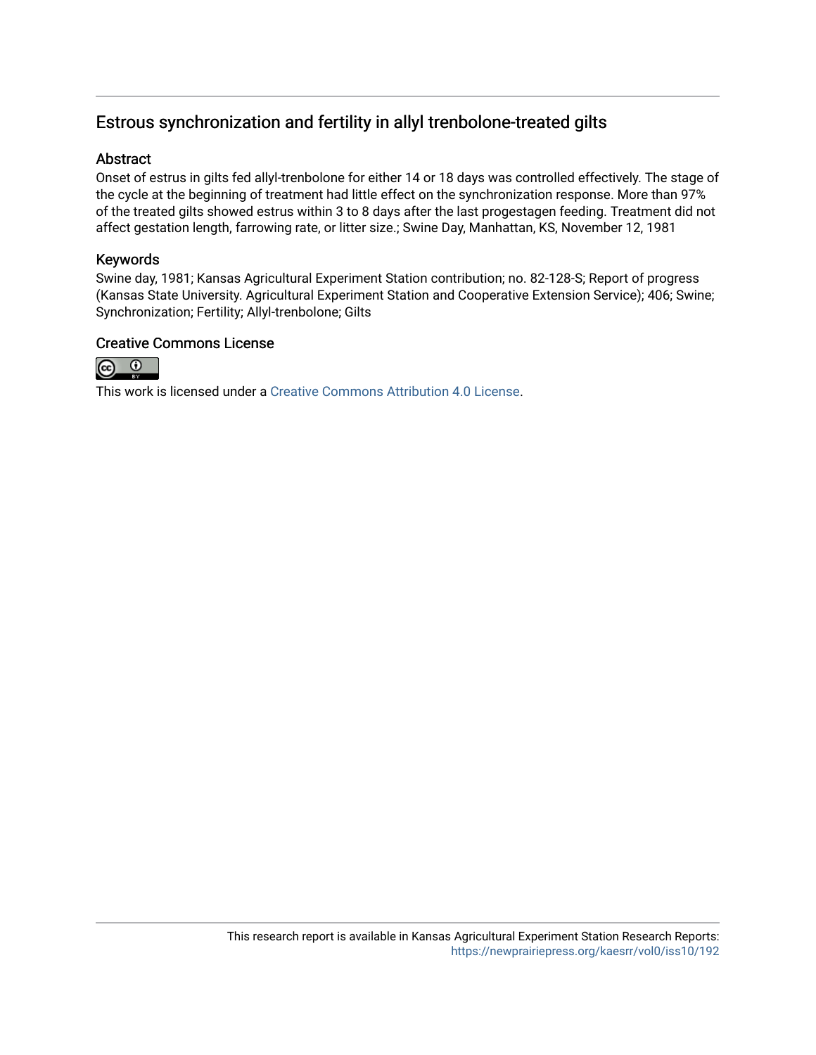## Estrous synchronization and fertility in allyl trenbolone-treated gilts

### Abstract

Onset of estrus in gilts fed allyl-trenbolone for either 14 or 18 days was controlled effectively. The stage of the cycle at the beginning of treatment had little effect on the synchronization response. More than 97% of the treated gilts showed estrus within 3 to 8 days after the last progestagen feeding. Treatment did not affect gestation length, farrowing rate, or litter size.; Swine Day, Manhattan, KS, November 12, 1981

### Keywords

Swine day, 1981; Kansas Agricultural Experiment Station contribution; no. 82-128-S; Report of progress (Kansas State University. Agricultural Experiment Station and Cooperative Extension Service); 406; Swine; Synchronization; Fertility; Allyl-trenbolone; Gilts

### Creative Commons License

This work is licensed under a Creative Commons Attribution 4.0 License.

This research report is available in Kansas Agricultural Experiment Station Research Reports: https://newprairiepress.org/kaesrr/vol0/iss10/192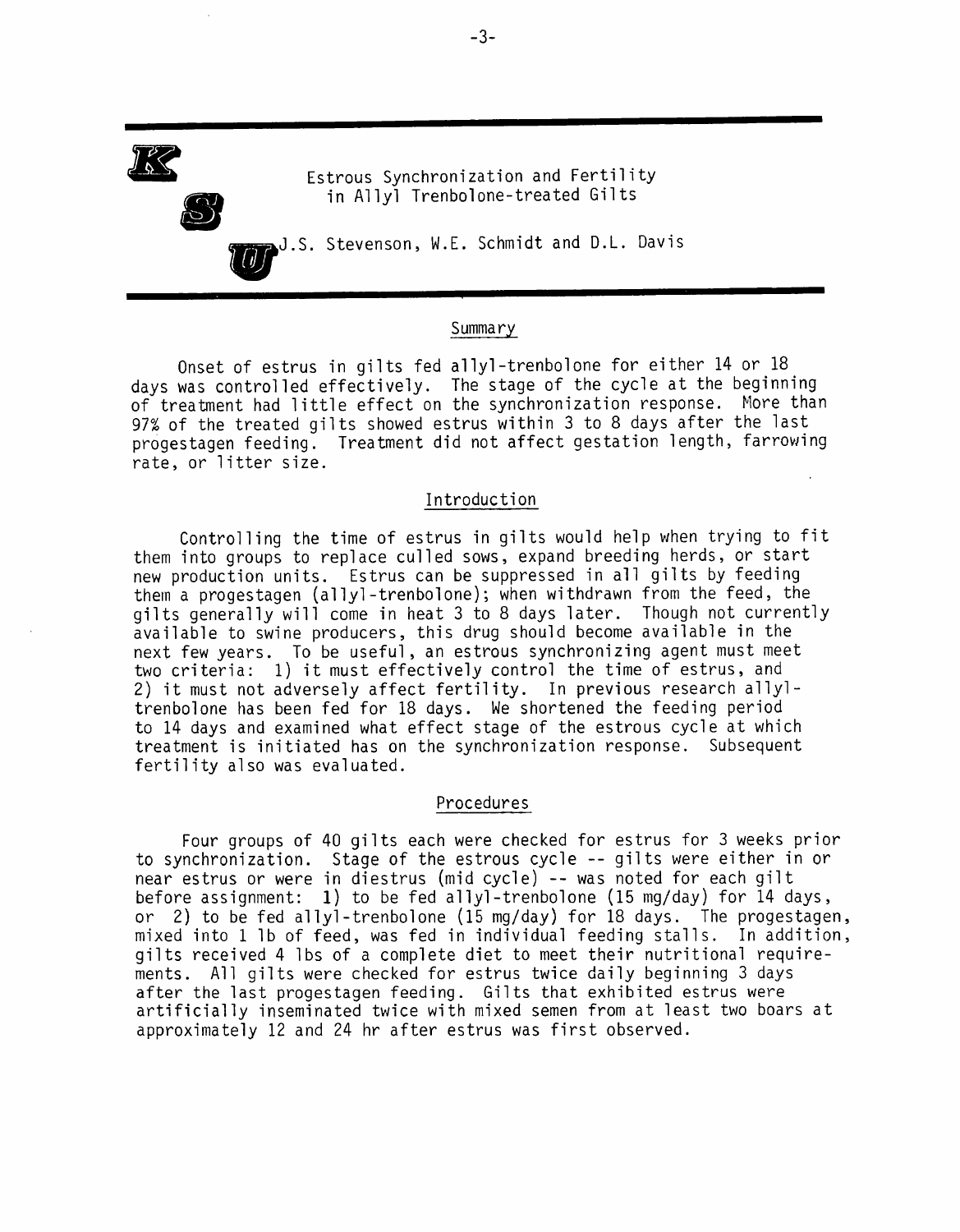# Estrous Synchronization and Fertility in Allyl Trenbolone-treated Gilts

J.S. Stevenson, W.E. Schmidt and D.L. Davis

## Summary

Onset of estrus in gilts fed allyl-trenbolone for either 14 or 18 days was controlled effectively. The stage of the cycle at the beginning of treatment had little effect on the synchronization response. More than 97% of the treated gilts showed estrus within 3 to 8 days after the last progestagen feeding. Treatment did not affect gestation length, farrowing rate, or litter size.

## Introduction

Controlling the time of estrus in gilts would help when trying to fit them into groups to replace culled sows, expand breeding herds, or start new production units. Estrus can be suppressed in all gilts by feeding them a progestagen (allyl-trenbolone); when withdrawn from the feed, the gilts generally will come in heat 3 to 8 days later. Though not currently available to swine producers, this drug should become available in the next few years. To be useful, an estrous synchronizing agent must meet two criteria: 1) it must effectively control the time of estrus, and 2) it must not adversely affect fertility. In previous research allyl-trenbolone has been fed for 18 days. We shortened the feeding period to 14 days and examined what effect stage of the estrous cycle at which treatment is initiated has on the synchronization response. Subsequent fertility also was evaluated.

## Procedures

Four groups of 40 gilts each were checked for estrus for 3 weeks prior to synchronization. Stage of the estrous cycle -- gilts were either in or near estrus or were in diestrus (mid cycle) -- was noted for each gilt before assignment: 1) to be fed allyl-trenbolone (15 mg/day) for 14 days, or 2) to be fed allyl-trenbolone (15 mg/day) for 18 days. The progestagen, mixed into 1 lb of feed, was fed in individual feeding stalls. In addition, gilts received 4 lbs of a complete diet to meet their nutritional requirements. All gilts were checked for estrus twice daily beginning 3 days after the last progestagen feeding. Gilts that exhibited estrus were artificially inseminated twice with mixed semen from at least two boars at approximately 12 and 24 hr after estrus was first observed.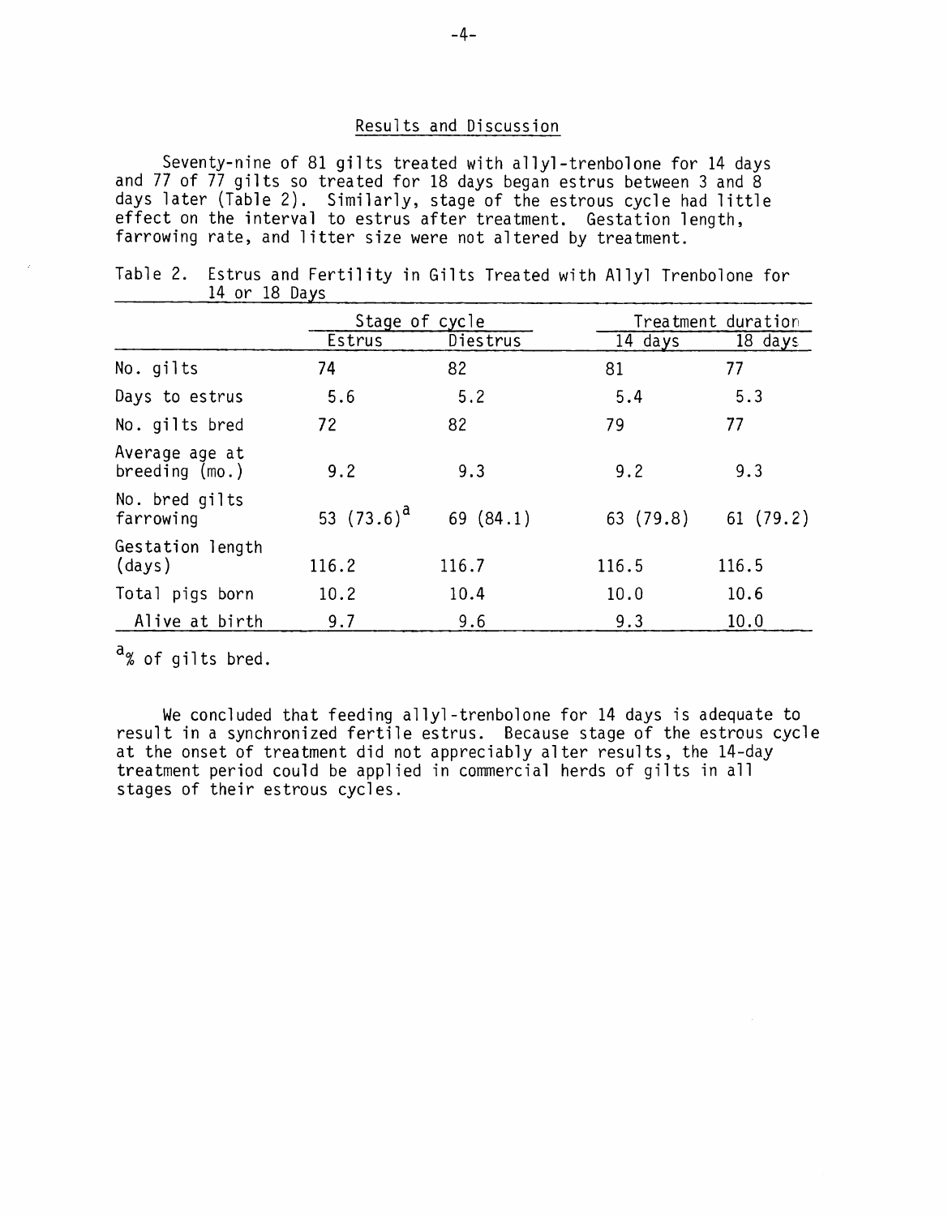## Results and Discussion

Seventy-nine of 81 gilts treated with allyl-trenbolone for 14 days and 77 of 77 gilts so treated for 18 days began estrus between 3 and 8 days later (Table 2). Similarly, stage of the estrous cycle had little effect on the interval to estrus after treatment. Gestation length, farrowing rate, and litter size were not altered by treatment.

Table 2. Estrus and Fertility in Gilts Treated with Allyl Trenbolone for 14 or 18 Days

| | Stage of cycle | | Treatment duration | |
|---|---|---|---|---|
| | Estrus | Diestrus | 14 days | 18 days |
| No. gilts | 74 | 82 | 81 | 77 |
| Days to estrus | 5.6 | 5.2 | 5.4 | 5.3 |
| No. gilts bred | 72 | 82 | 79 | 77 |
| Average age at breeding (mo.) | 9.2 | 9.3 | 9.2 | 9.3 |
| No. bred gilts farrowing | 53 (73.6)[a] | 69 (84.1) | 63 (79.8) | 61 (79.2) |
| Gestation length (days) | 116.2 | 116.7 | 116.5 | 116.5 |
| Total pigs born | 10.2 | 10.4 | 10.0 | 10.6 |
| Alive at birth | 9.7 | 9.6 | 9.3 | 10.0 |

[a] % of gilts bred.

We concluded that feeding allyl-trenbolone for 14 days is adequate to result in a synchronized fertile estrus. Because stage of the estrous cycle at the onset of treatment did not appreciably alter results, the 14-day treatment period could be applied in commercial herds of gilts in all stages of their estrous cycles.